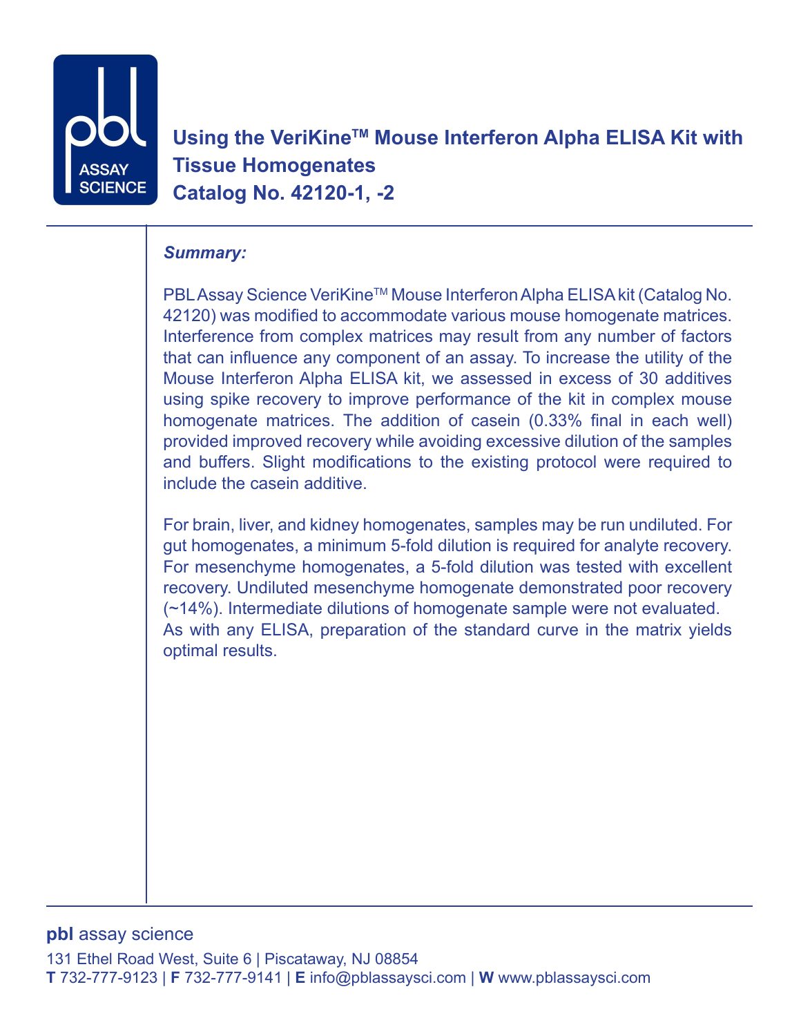# Using the VeriKine™ Mouse Interferon Alpha ELISA Kit with Tissue Homogenates
## Catalog No. 42120-1, -2

***Summary:***

PBL Assay Science VeriKine™ Mouse Interferon Alpha ELISA kit (Catalog No. 42120) was modified to accommodate various mouse homogenate matrices. Interference from complex matrices may result from any number of factors that can influence any component of an assay. To increase the utility of the Mouse Interferon Alpha ELISA kit, we assessed in excess of 30 additives using spike recovery to improve performance of the kit in complex mouse homogenate matrices. The addition of casein (0.33% final in each well) provided improved recovery while avoiding excessive dilution of the samples and buffers. Slight modifications to the existing protocol were required to include the casein additive.

For brain, liver, and kidney homogenates, samples may be run undiluted. For gut homogenates, a minimum 5-fold dilution is required for analyte recovery. For mesenchyme homogenates, a 5-fold dilution was tested with excellent recovery. Undiluted mesenchyme homogenate demonstrated poor recovery (~14%). Intermediate dilutions of homogenate sample were not evaluated. As with any ELISA, preparation of the standard curve in the matrix yields optimal results.

**pbl** assay science

131 Ethel Road West, Suite 6 | Piscataway, NJ 08854

**T** 732-777-9123 | **F** 732-777-9141 | **E** info@pblassaysci.com | **W** www.pblassaysci.com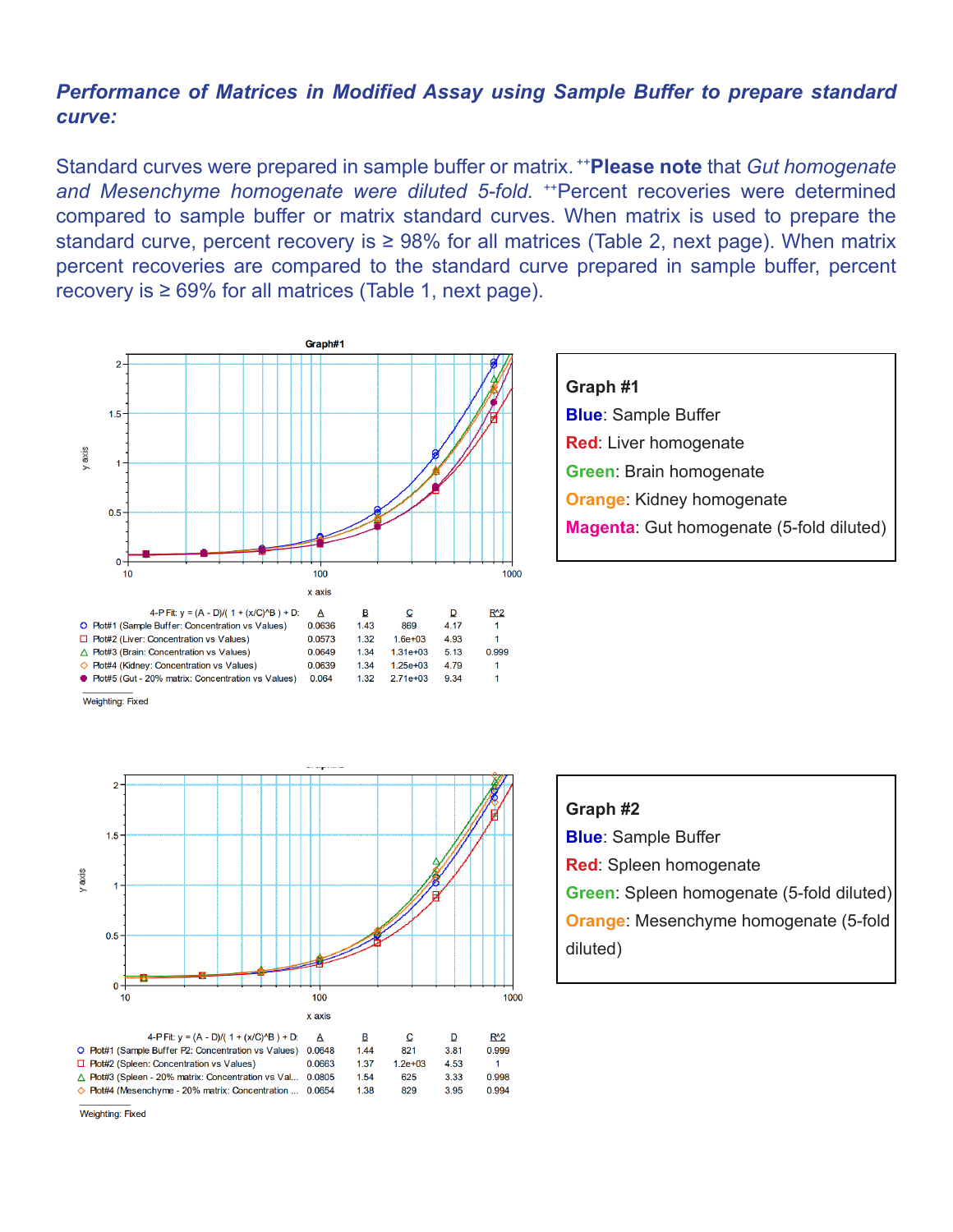***Performance of Matrices in Modified Assay using Sample Buffer to prepare standard curve:***

Standard curves were prepared in sample buffer or matrix. ++**Please note** that *Gut homogenate and Mesenchyme homogenate were diluted 5-fold.* ++Percent recoveries were determined compared to sample buffer or matrix standard curves. When matrix is used to prepare the standard curve, percent recovery is ≥ 98% for all matrices (Table 2, next page). When matrix percent recoveries are compared to the standard curve prepared in sample buffer, percent recovery is ≥ 69% for all matrices (Table 1, next page).

Graph#1

4-P Fit: $y = (A - D)/(1 + (x/C)^B) + D$:

| | A | B | C | D | R^2 |
|---|---|---|---|---|---|
| Plot#1 (Sample Buffer: Concentration vs Values) | 0.0636 | 1.43 | 869 | 4.17 | 1 |
| Plot#2 (Liver: Concentration vs Values) | 0.0573 | 1.32 | 1.6e+03 | 4.93 | 1 |
| Plot#3 (Brain: Concentration vs Values) | 0.0649 | 1.34 | 1.31e+03 | 5.13 | 0.999 |
| Plot#4 (Kidney: Concentration vs Values) | 0.0639 | 1.34 | 1.25e+03 | 4.79 | 1 |
| Plot#5 (Gut - 20% matrix: Concentration vs Values) | 0.064 | 1.32 | 2.71e+03 | 9.34 | 1 |

Weighting: Fixed

**Graph #1**
**Blue**: Sample Buffer
**Red**: Liver homogenate
**Green**: Brain homogenate
**Orange**: Kidney homogenate
**Magenta**: Gut homogenate (5-fold diluted)

4-P Fit: $y = (A - D)/(1 + (x/C)^B) + D$:

| | A | B | C | D | R^2 |
|---|---|---|---|---|---|
| Plot#1 (Sample Buffer P2: Concentration vs Values) | 0.0648 | 1.44 | 821 | 3.81 | 0.999 |
| Plot#2 (Spleen: Concentration vs Values) | 0.0663 | 1.37 | 1.2e+03 | 4.53 | 1 |
| Plot#3 (Spleen - 20% matrix: Concentration vs Val... | 0.0805 | 1.54 | 625 | 3.33 | 0.998 |
| Plot#4 (Mesenchyme - 20% matrix: Concentration ... | 0.0654 | 1.38 | 829 | 3.95 | 0.994 |

Weighting: Fixed

**Graph #2**
**Blue**: Sample Buffer
**Red**: Spleen homogenate
**Green**: Spleen homogenate (5-fold diluted)
**Orange**: Mesenchyme homogenate (5-fold diluted)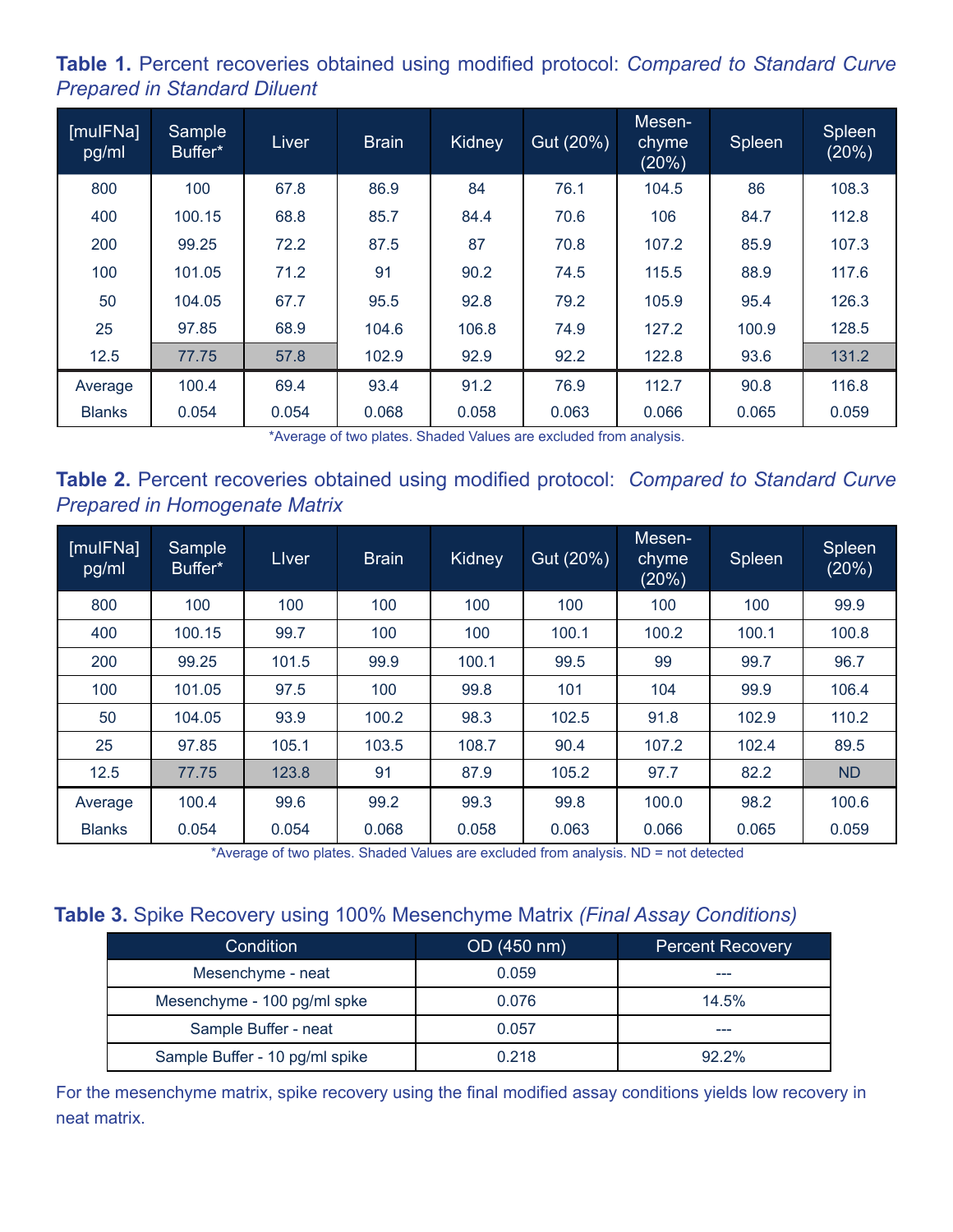**Table 1.** Percent recoveries obtained using modified protocol: *Compared to Standard Curve Prepared in Standard Diluent*

| [muIFNa] pg/ml | Sample Buffer* | Liver | Brain | Kidney | Gut (20%) | Mesen-chyme (20%) | Spleen | Spleen (20%) |
|---|---|---|---|---|---|---|---|---|
| 800 | 100 | 67.8 | 86.9 | 84 | 76.1 | 104.5 | 86 | 108.3 |
| 400 | 100.15 | 68.8 | 85.7 | 84.4 | 70.6 | 106 | 84.7 | 112.8 |
| 200 | 99.25 | 72.2 | 87.5 | 87 | 70.8 | 107.2 | 85.9 | 107.3 |
| 100 | 101.05 | 71.2 | 91 | 90.2 | 74.5 | 115.5 | 88.9 | 117.6 |
| 50 | 104.05 | 67.7 | 95.5 | 92.8 | 79.2 | 105.9 | 95.4 | 126.3 |
| 25 | 97.85 | 68.9 | 104.6 | 106.8 | 74.9 | 127.2 | 100.9 | 128.5 |
| 12.5 | 77.75 | 57.8 | 102.9 | 92.9 | 92.2 | 122.8 | 93.6 | 131.2 |
| Average | 100.4 | 69.4 | 93.4 | 91.2 | 76.9 | 112.7 | 90.8 | 116.8 |
| Blanks | 0.054 | 0.054 | 0.068 | 0.058 | 0.063 | 0.066 | 0.065 | 0.059 |

*Average of two plates. Shaded Values are excluded from analysis.

**Table 2.** Percent recoveries obtained using modified protocol: *Compared to Standard Curve Prepared in Homogenate Matrix*

| [muIFNa] pg/ml | Sample Buffer* | LIver | Brain | Kidney | Gut (20%) | Mesen-chyme (20%) | Spleen | Spleen (20%) |
|---|---|---|---|---|---|---|---|---|
| 800 | 100 | 100 | 100 | 100 | 100 | 100 | 100 | 99.9 |
| 400 | 100.15 | 99.7 | 100 | 100 | 100.1 | 100.2 | 100.1 | 100.8 |
| 200 | 99.25 | 101.5 | 99.9 | 100.1 | 99.5 | 99 | 99.7 | 96.7 |
| 100 | 101.05 | 97.5 | 100 | 99.8 | 101 | 104 | 99.9 | 106.4 |
| 50 | 104.05 | 93.9 | 100.2 | 98.3 | 102.5 | 91.8 | 102.9 | 110.2 |
| 25 | 97.85 | 105.1 | 103.5 | 108.7 | 90.4 | 107.2 | 102.4 | 89.5 |
| 12.5 | 77.75 | 123.8 | 91 | 87.9 | 105.2 | 97.7 | 82.2 | ND |
| Average | 100.4 | 99.6 | 99.2 | 99.3 | 99.8 | 100.0 | 98.2 | 100.6 |
| Blanks | 0.054 | 0.054 | 0.068 | 0.058 | 0.063 | 0.066 | 0.065 | 0.059 |

*Average of two plates. Shaded Values are excluded from analysis. ND = not detected

**Table 3.** Spike Recovery using 100% Mesenchyme Matrix *(Final Assay Conditions)*

| Condition | OD (450 nm) | Percent Recovery |
|---|---|---|
| Mesenchyme - neat | 0.059 | --- |
| Mesenchyme - 100 pg/ml spike | 0.076 | 14.5% |
| Sample Buffer - neat | 0.057 | --- |
| Sample Buffer - 10 pg/ml spike | 0.218 | 92.2% |

For the mesenchyme matrix, spike recovery using the final modified assay conditions yields low recovery in neat matrix.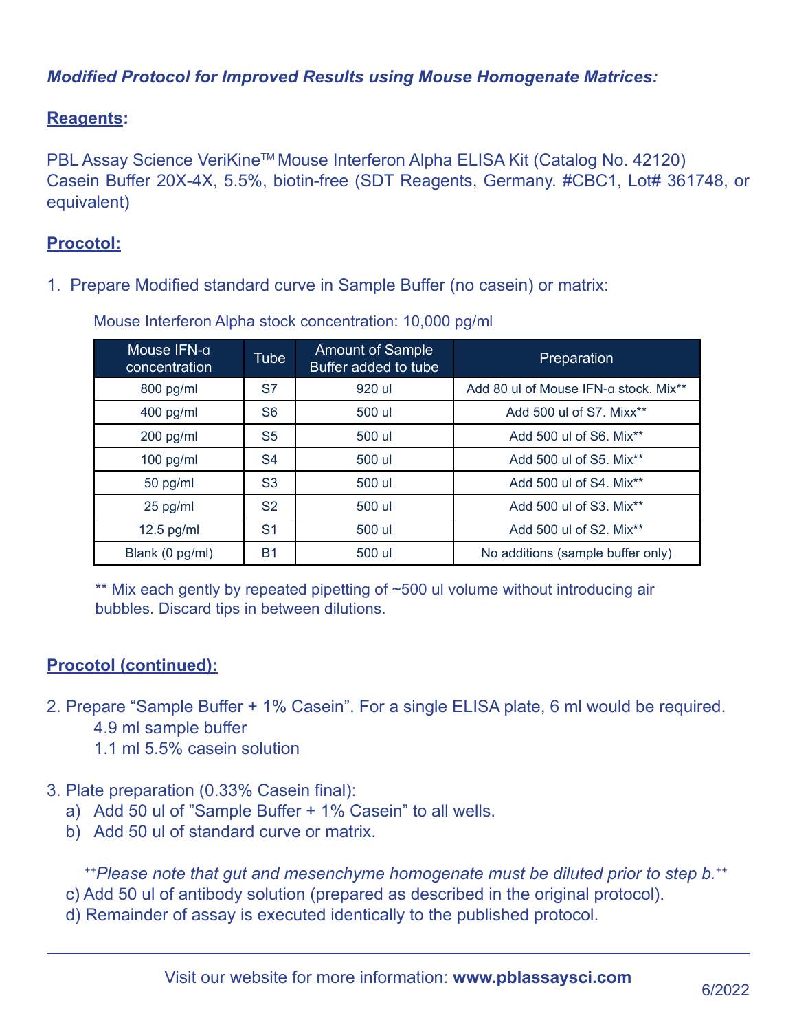*Modified Protocol for Improved Results using Mouse Homogenate Matrices:*

**Reagents:**

PBL Assay Science VeriKine™ Mouse Interferon Alpha ELISA Kit (Catalog No. 42120)
Casein Buffer 20X-4X, 5.5%, biotin-free (SDT Reagents, Germany. #CBC1, Lot# 361748, or equivalent)

**Procotol:**

1. Prepare Modified standard curve in Sample Buffer (no casein) or matrix:

Mouse Interferon Alpha stock concentration: 10,000 pg/ml

| Mouse IFN-α concentration | Tube | Amount of Sample Buffer added to tube | Preparation |
|---|---|---|---|
| 800 pg/ml | S7 | 920 ul | Add 80 ul of Mouse IFN-α stock. Mix** |
| 400 pg/ml | S6 | 500 ul | Add 500 ul of S7. Mixx** |
| 200 pg/ml | S5 | 500 ul | Add 500 ul of S6. Mix** |
| 100 pg/ml | S4 | 500 ul | Add 500 ul of S5. Mix** |
| 50 pg/ml | S3 | 500 ul | Add 500 ul of S4. Mix** |
| 25 pg/ml | S2 | 500 ul | Add 500 ul of S3. Mix** |
| 12.5 pg/ml | S1 | 500 ul | Add 500 ul of S2. Mix** |
| Blank (0 pg/ml) | B1 | 500 ul | No additions (sample buffer only) |

** Mix each gently by repeated pipetting of ~500 ul volume without introducing air bubbles. Discard tips in between dilutions.

**Procotol (continued):**

2. Prepare "Sample Buffer + 1% Casein". For a single ELISA plate, 6 ml would be required.
   - 4.9 ml sample buffer
   - 1.1 ml 5.5% casein solution

3. Plate preparation (0.33% Casein final):
   a) Add 50 ul of "Sample Buffer + 1% Casein" to all wells.
   b) Add 50 ul of standard curve or matrix.

   ++*Please note that gut and mesenchyme homogenate must be diluted prior to step b.*++

   c) Add 50 ul of antibody solution (prepared as described in the original protocol).
   d) Remainder of assay is executed identically to the published protocol.

Visit our website for more information: **www.pblassaysci.com**

6/2022